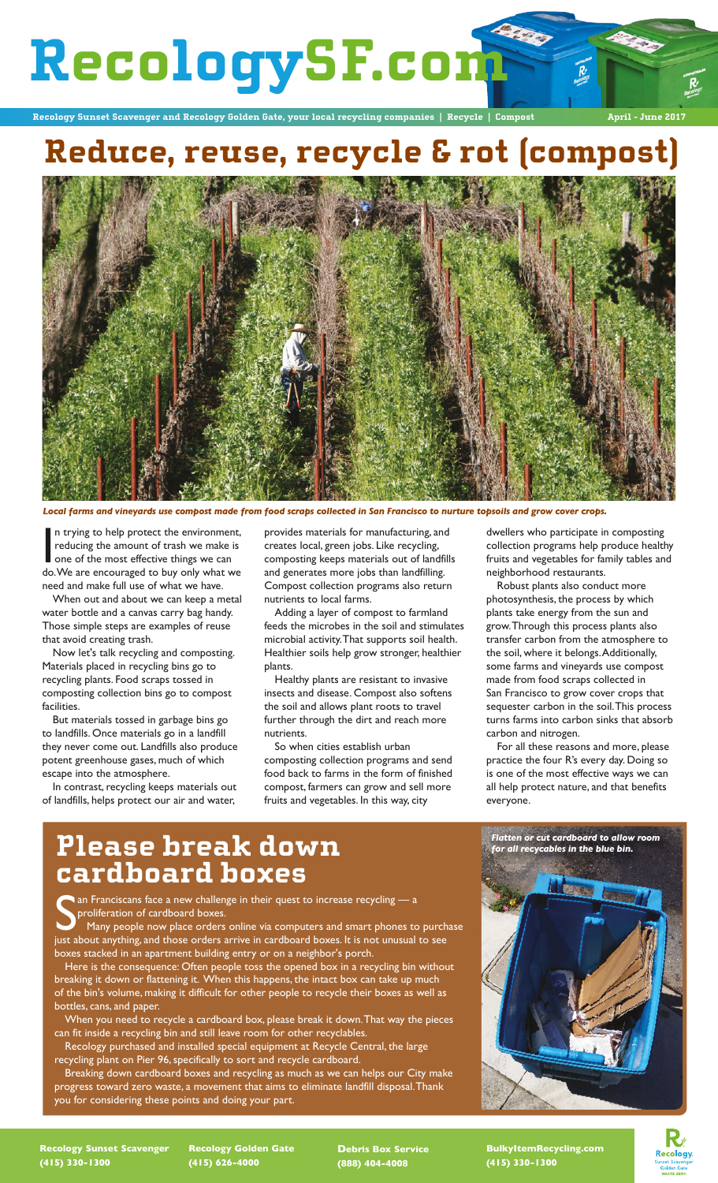# RecologySF.com

**Recology Sunset Scavenger and Recology Golden Gate, your local recycling companies | Recycle | Compost** **April - June 2017**

## Reduce, reuse, recycle & rot (compost)

*Local farms and vineyards use compost made from food scraps collected in San Francisco to nurture topsoils and grow cover crops.*

In trying to help protect the environment, reducing the amount of trash we make is one of the most effective things we can do. We are encouraged to buy only what we need and make full use of what we have.

When out and about we can keep a metal water bottle and a canvas carry bag handy. Those simple steps are examples of reuse that avoid creating trash.

Now let's talk recycling and composting. Materials placed in recycling bins go to recycling plants. Food scraps tossed in composting collection bins go to compost facilities.

But materials tossed in garbage bins go to landfills. Once materials go in a landfill they never come out. Landfills also produce potent greenhouse gases, much of which escape into the atmosphere.

In contrast, recycling keeps materials out of landfills, helps protect our air and water, provides materials for manufacturing, and creates local, green jobs. Like recycling, composting keeps materials out of landfills and generates more jobs than landfilling. Compost collection programs also return nutrients to local farms.

Adding a layer of compost to farmland feeds the microbes in the soil and stimulates microbial activity. That supports soil health. Healthier soils help grow stronger, healthier plants.

Healthy plants are resistant to invasive insects and disease. Compost also softens the soil and allows plant roots to travel further through the dirt and reach more nutrients.

So when cities establish urban composting collection programs and send food back to farms in the form of finished compost, farmers can grow and sell more fruits and vegetables. In this way, city dwellers who participate in composting collection programs help produce healthy fruits and vegetables for family tables and neighborhood restaurants.

Robust plants also conduct more photosynthesis, the process by which plants take energy from the sun and grow. Through this process plants also transfer carbon from the atmosphere to the soil, where it belongs. Additionally, some farms and vineyards use compost made from food scraps collected in San Francisco to grow cover crops that sequester carbon in the soil. This process turns farms into carbon sinks that absorb carbon and nitrogen.

For all these reasons and more, please practice the four R's every day. Doing so is one of the most effective ways we can all help protect nature, and that benefits everyone.

## Please break down cardboard boxes

San Franciscans face a new challenge in their quest to increase recycling — a proliferation of cardboard boxes.

Many people now place orders online via computers and smart phones to purchase just about anything, and those orders arrive in cardboard boxes. It is not unusual to see boxes stacked in an apartment building entry or on a neighbor's porch.

Here is the consequence: Often people toss the opened box in a recycling bin without breaking it down or flattening it. When this happens, the intact box can take up much of the bin's volume, making it difficult for other people to recycle their boxes as well as bottles, cans, and paper.

When you need to recycle a cardboard box, please break it down. That way the pieces can fit inside a recycling bin and still leave room for other recyclables.

Recology purchased and installed special equipment at Recycle Central, the large recycling plant on Pier 96, specifically to sort and recycle cardboard.

Breaking down cardboard boxes and recycling as much as we can helps our City make progress toward zero waste, a movement that aims to eliminate landfill disposal. Thank you for considering these points and doing your part.

*Flatten or cut cardboard to allow room for all recyclables in the blue bin.*

**Recology Sunset Scavenger (415) 330-1300** | **Recology Golden Gate (415) 626-4000** | **Debris Box Service (888) 404-4008** | **BulkyItemRecycling.com (415) 330-1300**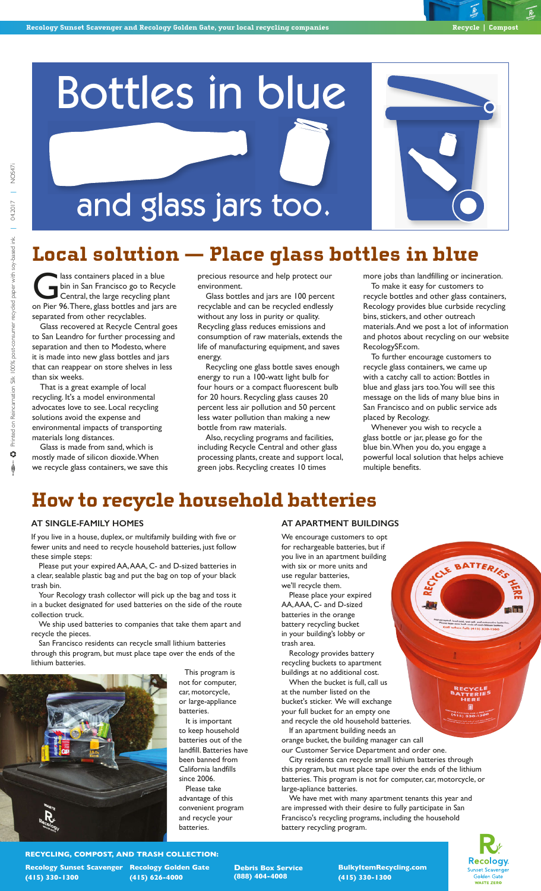# Bottles in blue and glass jars too.

## Local solution — Place glass bottles in blue

Glass containers placed in a blue bin in San Francisco go to Recycle Central, the large recycling plant on Pier 96. There, glass bottles and jars are separated from other recyclables.

Glass recovered at Recycle Central goes to San Leandro for further processing and separation and then to Modesto, where it is made into new glass bottles and jars that can reappear on store shelves in less than six weeks.

That is a great example of local recycling. It's a model environmental advocates love to see. Local recycling solutions avoid the expense and environmental impacts of transporting materials long distances.

Glass is made from sand, which is mostly made of silicon dioxide. When we recycle glass containers, we save this precious resource and help protect our environment.

Glass bottles and jars are 100 percent recyclable and can be recycled endlessly without any loss in purity or quality. Recycling glass reduces emissions and consumption of raw materials, extends the life of manufacturing equipment, and saves energy.

Recycling one glass bottle saves enough energy to run a 100-watt light bulb for four hours or a compact fluorescent bulb for 20 hours. Recycling glass causes 20 percent less air pollution and 50 percent less water pollution than making a new bottle from raw materials.

Also, recycling programs and facilities, including Recycle Central and other glass processing plants, create and support local, green jobs. Recycling creates 10 times more jobs than landfilling or incineration.

To make it easy for customers to recycle bottles and other glass containers, Recology provides blue curbside recycling bins, stickers, and other outreach materials. And we post a lot of information and photos about recycling on our website RecologySF.com.

To further encourage customers to recycle glass containers, we came up with a catchy call to action: Bottles in blue and glass jars too. You will see this message on the lids of many blue bins in San Francisco and on public service ads placed by Recology.

Whenever you wish to recycle a glass bottle or jar, please go for the blue bin. When you do, you engage a powerful local solution that helps achieve multiple benefits.

## How to recycle household batteries

### AT SINGLE-FAMILY HOMES

If you live in a house, duplex, or multifamily building with five or fewer units and need to recycle household batteries, just follow these simple steps:

Please put your expired AA, AAA, C- and D-sized batteries in a clear, sealable plastic bag and put the bag on top of your black trash bin.

Your Recology trash collector will pick up the bag and toss it in a bucket designated for used batteries on the side of the route collection truck.

We ship used batteries to companies that take them apart and recycle the pieces.

San Francisco residents can recycle small lithium batteries through this program, but must place tape over the ends of the lithium batteries.

This program is not for computer, car, motorcycle, or large-appliance batteries.

It is important to keep household batteries out of the landfill. Batteries have been banned from California landfills since 2006.

Please take advantage of this convenient program and recycle your batteries.

### AT APARTMENT BUILDINGS

We encourage customers to opt for rechargeable batteries, but if you live in an apartment building with six or more units and use regular batteries, we'll recycle them.

Please place your expired AA, AAA, C- and D-sized batteries in the orange battery recycling bucket in your building's lobby or trash area.

Recology provides battery recycling buckets to apartment buildings at no additional cost.

When the bucket is full, call us at the number listed on the bucket's sticker. We will exchange your full bucket for an empty one and recycle the old household batteries.

If an apartment building needs an orange bucket, the building manager can call our Customer Service Department and order one.

City residents can recycle small lithium batteries through this program, but must place tape over the ends of the lithium batteries. This program is not for computer, car, motorcycle, or large-appliance batteries.

We have met with many apartment tenants this year and are impressed with their desire to fully participate in San Francisco's recycling programs, including the household battery recycling program.

**RECYCLING, COMPOST, AND TRASH COLLECTION:**

**Recology Sunset Scavenger** (415) 330-1300
**Recology Golden Gate** (415) 626-4000
**Debris Box Service** (888) 404-4008
**BulkyItemRecycling.com** (415) 330-1300